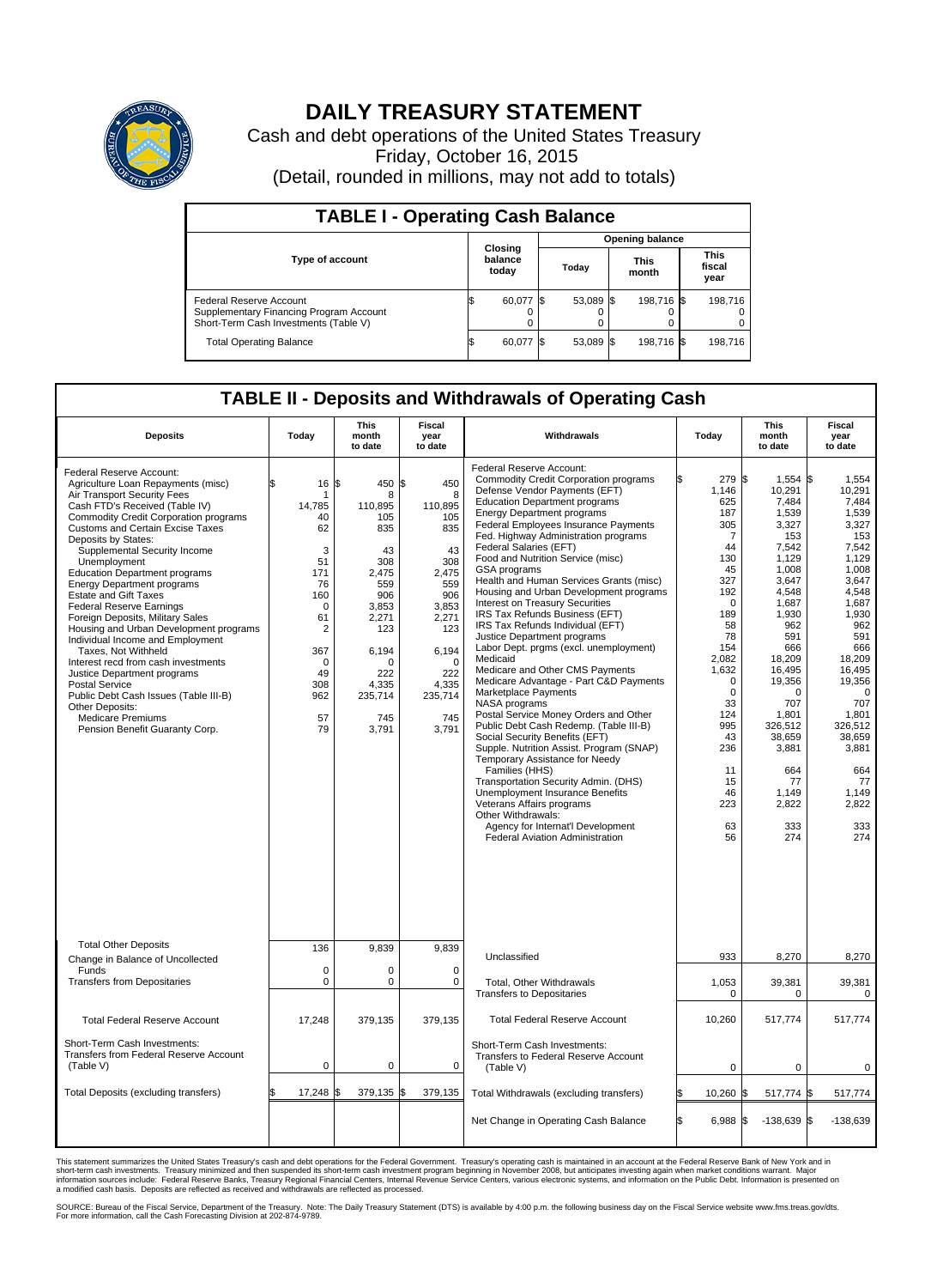# DAILY TREASURY STATEMENT

Cash and debt operations of the United States Treasury

Friday, October 16, 2015

(Detail, rounded in millions, may not add to totals)

## TABLE I - Operating Cash Balance

| Type of account | Closing balance today | Opening balance Today | Opening balance This month | Opening balance This fiscal year |
|---|---|---|---|---|
| Federal Reserve Account | $ 60,077 | $ 53,089 | $ 198,716 | $ 198,716 |
| Supplementary Financing Program Account | 0 | 0 | 0 | 0 |
| Short-Term Cash Investments (Table V) | 0 | 0 | 0 | 0 |
| Total Operating Balance | $ 60,077 | $ 53,089 | $ 198,716 | $ 198,716 |

## TABLE II - Deposits and Withdrawals of Operating Cash

| Deposits | Today | This month to date | Fiscal year to date | Withdrawals | Today | This month to date | Fiscal year to date |
|---|---|---|---|---|---|---|---|
| Federal Reserve Account: | | | | Federal Reserve Account: | | | |
| Agriculture Loan Repayments (misc) | $ 16 | $ 450 | $ 450 | Commodity Credit Corporation programs | $ 279 | $ 1,554 | $ 1,554 |
| Air Transport Security Fees | 1 | 8 | 8 | Defense Vendor Payments (EFT) | 1,146 | 10,291 | 10,291 |
| Cash FTD's Received (Table IV) | 14,785 | 110,895 | 110,895 | Education Department programs | 625 | 7,484 | 7,484 |
| Commodity Credit Corporation programs | 40 | 105 | 105 | Energy Department programs | 187 | 1,539 | 1,539 |
| Customs and Certain Excise Taxes | 62 | 835 | 835 | Federal Employees Insurance Payments | 305 | 3,327 | 3,327 |
| Deposits by States: | | | | Fed. Highway Administration programs | 7 | 153 | 153 |
| Supplemental Security Income | 3 | 43 | 43 | Federal Salaries (EFT) | 44 | 7,542 | 7,542 |
| Unemployment | 51 | 308 | 308 | Food and Nutrition Service (misc) | 130 | 1,129 | 1,129 |
| Education Department programs | 171 | 2,475 | 2,475 | GSA programs | 45 | 1,008 | 1,008 |
| Energy Department programs | 76 | 559 | 559 | Health and Human Services Grants (misc) | 327 | 3,647 | 3,647 |
| Estate and Gift Taxes | 160 | 906 | 906 | Housing and Urban Development programs | 192 | 4,548 | 4,548 |
| Federal Reserve Earnings | 0 | 3,853 | 3,853 | Interest on Treasury Securities | 0 | 1,687 | 1,687 |
| Foreign Deposits, Military Sales | 61 | 2,271 | 2,271 | IRS Tax Refunds Business (EFT) | 189 | 1,930 | 1,930 |
| Housing and Urban Development programs | 2 | 123 | 123 | IRS Tax Refunds Individual (EFT) | 58 | 962 | 962 |
| Individual Income and Employment Taxes, Not Withheld | 367 | 6,194 | 6,194 | Justice Department programs | 78 | 591 | 591 |
| Interest recd from cash investments | 0 | 0 | 0 | Labor Dept. prgms (excl. unemployment) | 154 | 666 | 666 |
| Justice Department programs | 49 | 222 | 222 | Medicaid | 2,082 | 18,209 | 18,209 |
| Postal Service | 308 | 4,335 | 4,335 | Medicare and Other CMS Payments | 1,632 | 16,495 | 16,495 |
| Public Debt Cash Issues (Table III-B) | 962 | 235,714 | 235,714 | Medicare Advantage - Part C&D Payments | 0 | 19,356 | 19,356 |
| Other Deposits: | | | | Marketplace Payments | 0 | 0 | 0 |
| Medicare Premiums | 57 | 745 | 745 | NASA programs | 33 | 707 | 707 |
| Pension Benefit Guaranty Corp. | 79 | 3,791 | 3,791 | Postal Service Money Orders and Other | 124 | 1,801 | 1,801 |
| | | | | Public Debt Cash Redemp. (Table III-B) | 995 | 326,512 | 326,512 |
| | | | | Social Security Benefits (EFT) | 43 | 38,659 | 38,659 |
| | | | | Supple. Nutrition Assist. Program (SNAP) | 236 | 3,881 | 3,881 |
| | | | | Temporary Assistance for Needy Families (HHS) | 11 | 664 | 664 |
| | | | | Transportation Security Admin. (DHS) | 15 | 77 | 77 |
| | | | | Unemployment Insurance Benefits | 46 | 1,149 | 1,149 |
| | | | | Veterans Affairs programs | 223 | 2,822 | 2,822 |
| | | | | Other Withdrawals: | | | |
| | | | | Agency for Internat'l Development | 63 | 333 | 333 |
| | | | | Federal Aviation Administration | 56 | 274 | 274 |
| Total Other Deposits | 136 | 9,839 | 9,839 | Unclassified | 933 | 8,270 | 8,270 |
| Change in Balance of Uncollected Funds | 0 | 0 | 0 | | | | |
| Transfers from Depositaries | 0 | 0 | 0 | Total, Other Withdrawals | 1,053 | 39,381 | 39,381 |
| | | | | Transfers to Depositaries | 0 | 0 | 0 |
| Total Federal Reserve Account | 17,248 | 379,135 | 379,135 | Total Federal Reserve Account | 10,260 | 517,774 | 517,774 |
| Short-Term Cash Investments: Transfers from Federal Reserve Account (Table V) | 0 | 0 | 0 | Short-Term Cash Investments: Transfers to Federal Reserve Account (Table V) | 0 | 0 | 0 |
| Total Deposits (excluding transfers) | $ 17,248 | $ 379,135 | $ 379,135 | Total Withdrawals (excluding transfers) | $ 10,260 | $ 517,774 | $ 517,774 |
| | | | | Net Change in Operating Cash Balance | $ 6,988 | $ -138,639 | $ -138,639 |

This statement summarizes the United States Treasury's cash and debt operations for the Federal Government. Treasury's operating cash is maintained in an account at the Federal Reserve Bank of New York and in short-term cash investments. Treasury minimized and then suspended its short-term cash investment program beginning in November 2008, but anticipates investing again when market conditions warrant. Major information sources include: Federal Reserve Banks, Treasury Regional Financial Centers, Internal Revenue Service Centers, various electronic systems, and information on the Public Debt. Information is presented on a modified cash basis. Deposits are reflected as received and withdrawals are reflected as processed.

SOURCE: Bureau of the Fiscal Service, Department of the Treasury. Note: The Daily Treasury Statement (DTS) is available by 4:00 p.m. the following business day on the Fiscal Service website www.fms.treas.gov/dts. For more information, call the Cash Forecasting Division at 202-874-9789.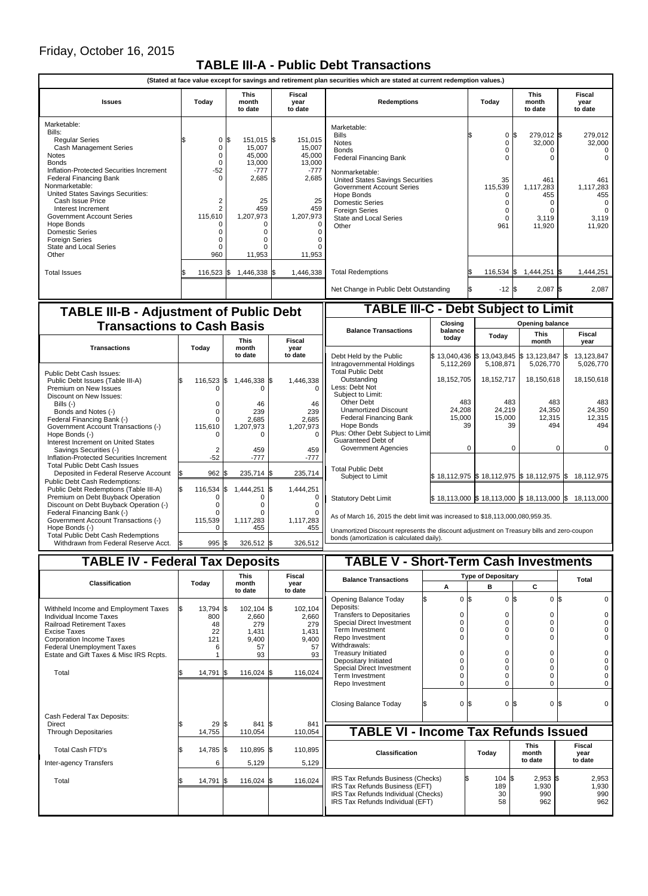Friday, October 16, 2015

# TABLE III-A - Public Debt Transactions

(Stated at face value except for savings and retirement plan securities which are stated at current redemption values.)

| Issues | Today | This month to date | Fiscal year to date |
|---|---|---|---|
| Marketable: | | | |
| Bills: | | | |
| Regular Series | $ 0 | $ 151,015 | $ 151,015 |
| Cash Management Series | 0 | 15,007 | 15,007 |
| Notes | 0 | 45,000 | 45,000 |
| Bonds | 0 | 13,000 | 13,000 |
| Inflation-Protected Securities Increment | -52 | -777 | -777 |
| Federal Financing Bank | 0 | 2,685 | 2,685 |
| Nonmarketable: | | | |
| United States Savings Securities: | | | |
| Cash Issue Price | 2 | 25 | 25 |
| Interest Increment | 2 | 459 | 459 |
| Government Account Series | 115,610 | 1,207,973 | 1,207,973 |
| Hope Bonds | 0 | 0 | 0 |
| Domestic Series | 0 | 0 | 0 |
| Foreign Series | 0 | 0 | 0 |
| State and Local Series | 0 | 0 | 0 |
| Other | 960 | 11,953 | 11,953 |
| Total Issues | $ 116,523 | $ 1,446,338 | $ 1,446,338 |

| Redemptions | Today | This month to date | Fiscal year to date |
|---|---|---|---|
| Marketable: | | | |
| Bills | $ 0 | $ 279,012 | $ 279,012 |
| Notes | 0 | 32,000 | 32,000 |
| Bonds | 0 | 0 | 0 |
| Federal Financing Bank | 0 | 0 | 0 |
| Nonmarketable: | | | |
| United States Savings Securities | 35 | 461 | 461 |
| Government Account Series | 115,539 | 1,117,283 | 1,117,283 |
| Hope Bonds | 0 | 455 | 455 |
| Domestic Series | 0 | 0 | 0 |
| Foreign Series | 0 | 0 | 0 |
| State and Local Series | 0 | 3,119 | 3,119 |
| Other | 961 | 11,920 | 11,920 |
| Total Redemptions | $ 116,534 | $ 1,444,251 | $ 1,444,251 |
| Net Change in Public Debt Outstanding | $ -12 | $ 2,087 | $ 2,087 |

# TABLE III-B - Adjustment of Public Debt Transactions to Cash Basis

| Transactions | Today | This month to date | Fiscal year to date |
|---|---|---|---|
| Public Debt Cash Issues: | | | |
| Public Debt Issues (Table III-A) | $ 116,523 | $ 1,446,338 | $ 1,446,338 |
| Premium on New Issues | 0 | 0 | 0 |
| Discount on New Issues: | | | |
| Bills (-) | 0 | 46 | 46 |
| Bonds and Notes (-) | 0 | 239 | 239 |
| Federal Financing Bank (-) | 0 | 2,685 | 2,685 |
| Government Account Transactions (-) | 115,610 | 1,207,973 | 1,207,973 |
| Hope Bonds (-) | 0 | 0 | 0 |
| Interest Increment on United States Savings Securities (-) | 2 | 459 | 459 |
| Inflation-Protected Securities Increment | -52 | -777 | -777 |
| Total Public Debt Cash Issues Deposited in Federal Reserve Account | $ 962 | $ 235,714 | $ 235,714 |
| Public Debt Cash Redemptions: | | | |
| Public Debt Redemptions (Table III-A) | $ 116,534 | $ 1,444,251 | $ 1,444,251 |
| Premium on Debt Buyback Operation | 0 | 0 | 0 |
| Discount on Debt Buyback Operation (-) | 0 | 0 | 0 |
| Federal Financing Bank (-) | 0 | 0 | 0 |
| Government Account Transactions (-) | 115,539 | 1,117,283 | 1,117,283 |
| Hope Bonds (-) | 0 | 455 | 455 |
| Total Public Debt Cash Redemptions Withdrawn from Federal Reserve Acct. | $ 995 | $ 326,512 | $ 326,512 |

# TABLE III-C - Debt Subject to Limit

| Balance Transactions | Closing balance today | Opening balance Today | Opening balance This month | Opening balance Fiscal year |
|---|---|---|---|---|
| Debt Held by the Public | $ 13,040,436 | $ 13,043,845 | $ 13,123,847 | $ 13,123,847 |
| Intragovernmental Holdings | 5,112,269 | 5,108,871 | 5,026,770 | 5,026,770 |
| Total Public Debt Outstanding | 18,152,705 | 18,152,717 | 18,150,618 | 18,150,618 |
| Less: Debt Not Subject to Limit: | | | | |
| Other Debt | 483 | 483 | 483 | 483 |
| Unamortized Discount | 24,208 | 24,219 | 24,350 | 24,350 |
| Federal Financing Bank | 15,000 | 15,000 | 12,315 | 12,315 |
| Hope Bonds | 39 | 39 | 494 | 494 |
| Plus: Other Debt Subject to Limit | | | | |
| Guaranteed Debt of Government Agencies | 0 | 0 | 0 | 0 |
| Total Public Debt Subject to Limit | $ 18,112,975 | $ 18,112,975 | $ 18,112,975 | $ 18,112,975 |
| Statutory Debt Limit | $ 18,113,000 | $ 18,113,000 | $ 18,113,000 | $ 18,113,000 |

As of March 16, 2015 the debt limit was increased to $18,113,000,080,959.35.

Unamortized Discount represents the discount adjustment on Treasury bills and zero-coupon bonds (amortization is calculated daily).

# TABLE IV - Federal Tax Deposits

| Classification | Today | This month to date | Fiscal year to date |
|---|---|---|---|
| Withheld Income and Employment Taxes | $ 13,794 | $ 102,104 | $ 102,104 |
| Individual Income Taxes | 800 | 2,660 | 2,660 |
| Railroad Retirement Taxes | 48 | 279 | 279 |
| Excise Taxes | 22 | 1,431 | 1,431 |
| Corporation Income Taxes | 121 | 9,400 | 9,400 |
| Federal Unemployment Taxes | 6 | 57 | 57 |
| Estate and Gift Taxes & Misc IRS Rcpts. | 1 | 93 | 93 |
| Total | $ 14,791 | $ 116,024 | $ 116,024 |
| Cash Federal Tax Deposits: | | | |
| Direct | $ 29 | $ 841 | $ 841 |
| Through Depositaries | 14,755 | 110,054 | 110,054 |
| Total Cash FTD's | $ 14,785 | $ 110,895 | $ 110,895 |
| Inter-agency Transfers | 6 | 5,129 | 5,129 |
| Total | $ 14,791 | $ 116,024 | $ 116,024 |

# TABLE V - Short-Term Cash Investments

| Balance Transactions | Type of Depositary A | Type of Depositary B | Type of Depositary C | Total |
|---|---|---|---|---|
| Opening Balance Today | $ 0 | $ 0 | $ 0 | $ 0 |
| Deposits: | | | | |
| Transfers to Depositaries | 0 | 0 | 0 | 0 |
| Special Direct Investment | 0 | 0 | 0 | 0 |
| Term Investment | 0 | 0 | 0 | 0 |
| Repo Investment | 0 | 0 | 0 | 0 |
| Withdrawals: | | | | |
| Treasury Initiated | 0 | 0 | 0 | 0 |
| Depositary Initiated | 0 | 0 | 0 | 0 |
| Special Direct Investment | 0 | 0 | 0 | 0 |
| Term Investment | 0 | 0 | 0 | 0 |
| Repo Investment | 0 | 0 | 0 | 0 |
| Closing Balance Today | $ 0 | $ 0 | $ 0 | $ 0 |

# TABLE VI - Income Tax Refunds Issued

| Classification | Today | This month to date | Fiscal year to date |
|---|---|---|---|
| IRS Tax Refunds Business (Checks) | $ 104 | $ 2,953 | $ 2,953 |
| IRS Tax Refunds Business (EFT) | 189 | 1,930 | 1,930 |
| IRS Tax Refunds Individual (Checks) | 30 | 990 | 990 |
| IRS Tax Refunds Individual (EFT) | 58 | 962 | 962 |